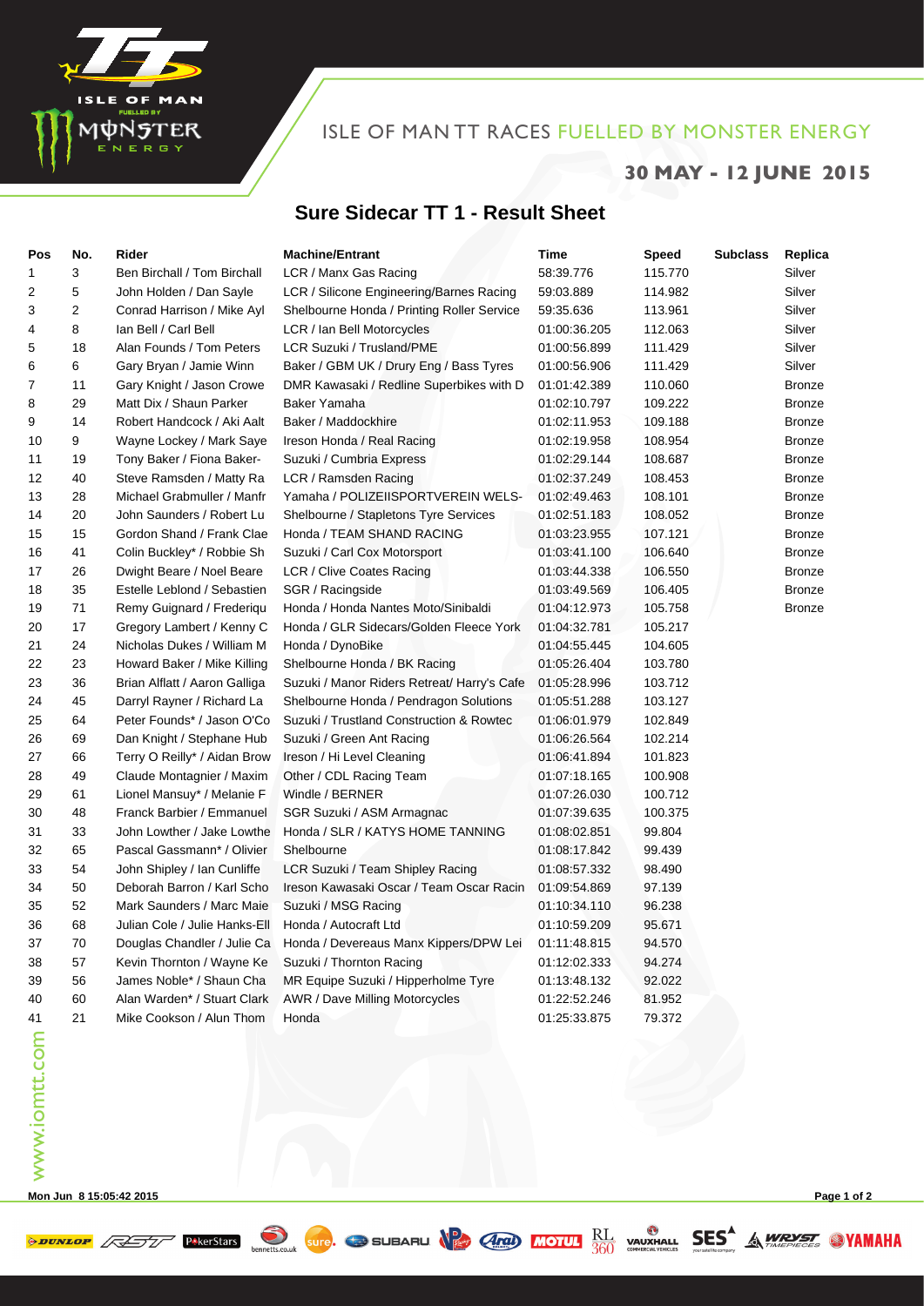ISLE OF MAN TT RACES FUELLED BY MONSTER ENERGY

**30 MAY - 12 JUNE 2015**

# Sure Sidecar TT 1 - Result Sheet

| Pos | No. | Rider | Machine/Entrant | Time | Speed | Subclass | Replica |
|---|---|---|---|---|---|---|---|
| 1 | 3 | Ben Birchall / Tom Birchall | LCR / Manx Gas Racing | 58:39.776 | 115.770 | | Silver |
| 2 | 5 | John Holden / Dan Sayle | LCR / Silicone Engineering/Barnes Racing | 59:03.889 | 114.982 | | Silver |
| 3 | 2 | Conrad Harrison / Mike Ayl | Shelbourne Honda / Printing Roller Service | 59:35.636 | 113.961 | | Silver |
| 4 | 8 | Ian Bell / Carl Bell | LCR / Ian Bell Motorcycles | 01:00:36.205 | 112.063 | | Silver |
| 5 | 18 | Alan Founds / Tom Peters | LCR Suzuki / Trusland/PME | 01:00:56.899 | 111.429 | | Silver |
| 6 | 6 | Gary Bryan / Jamie Winn | Baker / GBM UK / Drury Eng / Bass Tyres | 01:00:56.906 | 111.429 | | Silver |
| 7 | 11 | Gary Knight / Jason Crowe | DMR Kawasaki / Redline Superbikes with D | 01:01:42.389 | 110.060 | | Bronze |
| 8 | 29 | Matt Dix / Shaun Parker | Baker Yamaha | 01:02:10.797 | 109.222 | | Bronze |
| 9 | 14 | Robert Handcock / Aki Aalt | Baker / Maddockhire | 01:02:11.953 | 109.188 | | Bronze |
| 10 | 9 | Wayne Lockey / Mark Saye | Ireson Honda / Real Racing | 01:02:19.958 | 108.954 | | Bronze |
| 11 | 19 | Tony Baker / Fiona Baker- | Suzuki / Cumbria Express | 01:02:29.144 | 108.687 | | Bronze |
| 12 | 40 | Steve Ramsden / Matty Ra | LCR / Ramsden Racing | 01:02:37.249 | 108.453 | | Bronze |
| 13 | 28 | Michael Grabmuller / Manfr | Yamaha / POLIZEIISPORTVEREIN WELS- | 01:02:49.463 | 108.101 | | Bronze |
| 14 | 20 | John Saunders / Robert Lu | Shelbourne / Stapletons Tyre Services | 01:02:51.183 | 108.052 | | Bronze |
| 15 | 15 | Gordon Shand / Frank Clae | Honda / TEAM SHAND RACING | 01:03:23.955 | 107.121 | | Bronze |
| 16 | 41 | Colin Buckley* / Robbie Sh | Suzuki / Carl Cox Motorsport | 01:03:41.100 | 106.640 | | Bronze |
| 17 | 26 | Dwight Beare / Noel Beare | LCR / Clive Coates Racing | 01:03:44.338 | 106.550 | | Bronze |
| 18 | 35 | Estelle Leblond / Sebastien | SGR / Racingside | 01:03:49.569 | 106.405 | | Bronze |
| 19 | 71 | Remy Guignard / Frederiqu | Honda / Honda Nantes Moto/Sinibaldi | 01:04:12.973 | 105.758 | | Bronze |
| 20 | 17 | Gregory Lambert / Kenny C | Honda / GLR Sidecars/Golden Fleece York | 01:04:32.781 | 105.217 | | |
| 21 | 24 | Nicholas Dukes / William M | Honda / DynoBike | 01:04:55.445 | 104.605 | | |
| 22 | 23 | Howard Baker / Mike Killing | Shelbourne Honda / BK Racing | 01:05:26.404 | 103.780 | | |
| 23 | 36 | Brian Alflatt / Aaron Galliga | Suzuki / Manor Riders Retreat/ Harry's Cafe | 01:05:28.996 | 103.712 | | |
| 24 | 45 | Darryl Rayner / Richard La | Shelbourne Honda / Pendragon Solutions | 01:05:51.288 | 103.127 | | |
| 25 | 64 | Peter Founds* / Jason O'Co | Suzuki / Trustland Construction & Rowtec | 01:06:01.979 | 102.849 | | |
| 26 | 69 | Dan Knight / Stephane Hub | Suzuki / Green Ant Racing | 01:06:26.564 | 102.214 | | |
| 27 | 66 | Terry O Reilly* / Aidan Brow | Ireson / Hi Level Cleaning | 01:06:41.894 | 101.823 | | |
| 28 | 49 | Claude Montagnier / Maxim | Other / CDL Racing Team | 01:07:18.165 | 100.908 | | |
| 29 | 61 | Lionel Mansuy* / Melanie F | Windle / BERNER | 01:07:26.030 | 100.712 | | |
| 30 | 48 | Franck Barbier / Emmanuel | SGR Suzuki / ASM Armagnac | 01:07:39.635 | 100.375 | | |
| 31 | 33 | John Lowther / Jake Lowthe | Honda / SLR / KATYS HOME TANNING | 01:08:02.851 | 99.804 | | |
| 32 | 65 | Pascal Gassmann* / Olivier | Shelbourne | 01:08:17.842 | 99.439 | | |
| 33 | 54 | John Shipley / Ian Cunliffe | LCR Suzuki / Team Shipley Racing | 01:08:57.332 | 98.490 | | |
| 34 | 50 | Deborah Barron / Karl Scho | Ireson Kawasaki Oscar / Team Oscar Racin | 01:09:54.869 | 97.139 | | |
| 35 | 52 | Mark Saunders / Marc Maie | Suzuki / MSG Racing | 01:10:34.110 | 96.238 | | |
| 36 | 68 | Julian Cole / Julie Hanks-Ell | Honda / Autocraft Ltd | 01:10:59.209 | 95.671 | | |
| 37 | 70 | Douglas Chandler / Julie Ca | Honda / Devereaus Manx Kippers/DPW Lei | 01:11:48.815 | 94.570 | | |
| 38 | 57 | Kevin Thornton / Wayne Ke | Suzuki / Thornton Racing | 01:12:02.333 | 94.274 | | |
| 39 | 56 | James Noble* / Shaun Cha | MR Equipe Suzuki / Hipperholme Tyre | 01:13:48.132 | 92.022 | | |
| 40 | 60 | Alan Warden* / Stuart Clark | AWR / Dave Milling Motorcycles | 01:22:52.246 | 81.952 | | |
| 41 | 21 | Mike Cookson / Alun Thom | Honda | 01:25:33.875 | 79.372 | | |

www.iomtt.com

Mon Jun 8 15:05:42 2015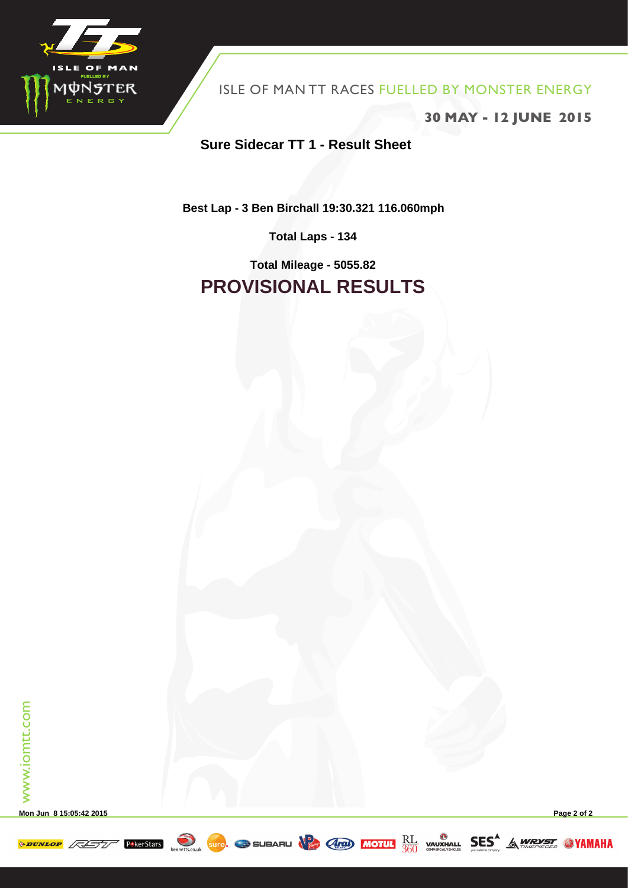## Sure Sidecar TT 1 - Result Sheet

**Best Lap - 3 Ben Birchall 19:30.321 116.060mph**

**Total Laps - 134**

**Total Mileage - 5055.82**

# PROVISIONAL RESULTS

Mon Jun 8 15:05:42 2015